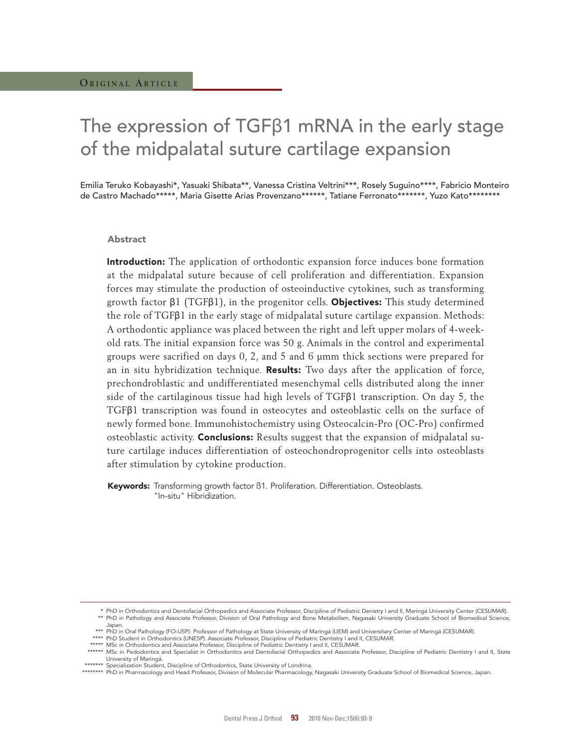ORIGINAL ARTICLE

# The expression of TGFβ1 mRNA in the early stage of the midpalatal suture cartilage expansion

Emilia Teruko Kobayashi*, Yasuaki Shibata**, Vanessa Cristina Veltrini***, Rosely Suguino****, Fabricio Monteiro de Castro Machado*****, Maria Gisette Arias Provenzano******, Tatiane Ferronato*******, Yuzo Kato********

## Abstract

**Introduction:** The application of orthodontic expansion force induces bone formation at the midpalatal suture because of cell proliferation and differentiation. Expansion forces may stimulate the production of osteoinductive cytokines, such as transforming growth factor β1 (TGFβ1), in the progenitor cells. **Objectives:** This study determined the role of TGFβ1 in the early stage of midpalatal suture cartilage expansion. Methods: A orthodontic appliance was placed between the right and left upper molars of 4-week-old rats. The initial expansion force was 50 g. Animals in the control and experimental groups were sacrified on days 0, 2, and 5 and 6 µmm thick sections were prepared for an in situ hybridization technique. **Results:** Two days after the application of force, prechondroblastic and undifferentiated mesenchymal cells distributed along the inner side of the cartilaginous tissue had high levels of TGFβ1 transcription. On day 5, the TGFβ1 transcription was found in osteocytes and osteoblastic cells on the surface of newly formed bone. Immunohistochemistry using Osteocalcin-Pro (OC-Pro) confirmed osteoblastic activity. **Conclusions:** Results suggest that the expansion of midpalatal suture cartilage induces differentiation of osteochondroprogenitor cells into osteoblasts after stimulation by cytokine production.

**Keywords:** Transforming growth factor ß1. Proliferation. Differentiation. Osteoblasts. "In-situ" Hibridization.

---

\* PhD in Orthodontics and Dentofacial Orthopedics and Associate Professor, Discipline of Pediatric Denistry I and II, Maringá University Center (CESUMAR).
\** PhD in Pathology and Associate Professor, Division of Oral Pathology and Bone Metabolism, Nagasaki University Graduate School of Biomedical Science, Japan.
\*** PhD in Oral Pathology (FO-USP). Professor of Pathology at State University of Maringá (UEM) and Universitary Center of Maringá (CESUMAR).
\**** PhD Student in Orthodontics (UNESP). Associate Professor, Discipline of Pediatric Dentistry I and II, CESUMAR.
\***** MSc in Orthodontics and Associate Professor, Discipline of Pediatric Dentistry I and II, CESUMAR.
\****** MSc in Pedodontics and Specialist in Orthodontics and Dentofacial Orthopedics and Associate Professor, Discipline of Pediatric Dentistry I and II, State University of Maringá.
\******* Specialization Student, Discipline of Orthodontics, State University of Londrina.
\******** PhD in Pharmacology and Head Professor, Division of Molecular Pharmacology, Nagasaki University Graduate School of Biomedical Science, Japan.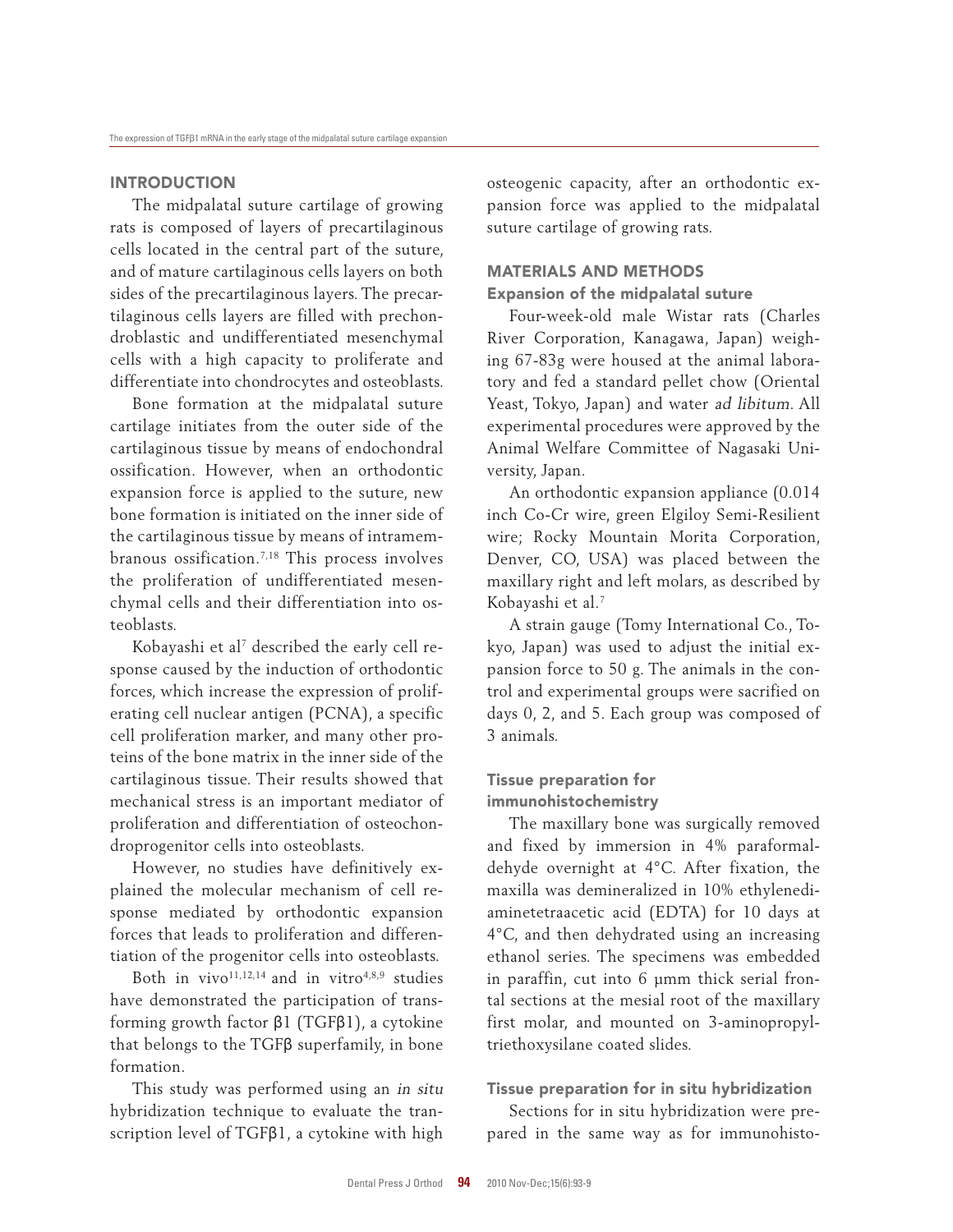## INTRODUCTION

The midpalatal suture cartilage of growing rats is composed of layers of precartilaginous cells located in the central part of the suture, and of mature cartilaginous cells layers on both sides of the precartilaginous layers. The precartilaginous cells layers are filled with prechondroblastic and undifferentiated mesenchymal cells with a high capacity to proliferate and differentiate into chondrocytes and osteoblasts.

Bone formation at the midpalatal suture cartilage initiates from the outer side of the cartilaginous tissue by means of endochondral ossification. However, when an orthodontic expansion force is applied to the suture, new bone formation is initiated on the inner side of the cartilaginous tissue by means of intramembranous ossification.[7,18] This process involves the proliferation of undifferentiated mesenchymal cells and their differentiation into osteoblasts.

Kobayashi et al[7] described the early cell response caused by the induction of orthodontic forces, which increase the expression of proliferating cell nuclear antigen (PCNA), a specific cell proliferation marker, and many other proteins of the bone matrix in the inner side of the cartilaginous tissue. Their results showed that mechanical stress is an important mediator of proliferation and differentiation of osteochondroprogenitor cells into osteoblasts.

However, no studies have definitively explained the molecular mechanism of cell response mediated by orthodontic expansion forces that leads to proliferation and differentiation of the progenitor cells into osteoblasts.

Both in vivo[11,12,14] and in vitro[4,8,9] studies have demonstrated the participation of transforming growth factor β1 (TGFβ1), a cytokine that belongs to the TGFβ superfamily, in bone formation.

This study was performed using an *in situ* hybridization technique to evaluate the transcription level of TGFβ1, a cytokine with high osteogenic capacity, after an orthodontic expansion force was applied to the midpalatal suture cartilage of growing rats.

## MATERIALS AND METHODS

### Expansion of the midpalatal suture

Four-week-old male Wistar rats (Charles River Corporation, Kanagawa, Japan) weighing 67-83g were housed at the animal laboratory and fed a standard pellet chow (Oriental Yeast, Tokyo, Japan) and water *ad libitum*. All experimental procedures were approved by the Animal Welfare Committee of Nagasaki University, Japan.

An orthodontic expansion appliance (0.014 inch Co-Cr wire, green Elgiloy Semi-Resilient wire; Rocky Mountain Morita Corporation, Denver, CO, USA) was placed between the maxillary right and left molars, as described by Kobayashi et al.[7]

A strain gauge (Tomy International Co., Tokyo, Japan) was used to adjust the initial expansion force to 50 g. The animals in the control and experimental groups were sacrified on days 0, 2, and 5. Each group was composed of 3 animals.

### Tissue preparation for immunohistochemistry

The maxillary bone was surgically removed and fixed by immersion in 4% paraformaldehyde overnight at 4°C. After fixation, the maxilla was demineralized in 10% ethylenediaminetetraacetic acid (EDTA) for 10 days at 4°C, and then dehydrated using an increasing ethanol series. The specimens was embedded in paraffin, cut into 6 µmm thick serial frontal sections at the mesial root of the maxillary first molar, and mounted on 3-aminopropyltriethoxysilane coated slides.

### Tissue preparation for in situ hybridization

Sections for in situ hybridization were prepared in the same way as for immunohisto-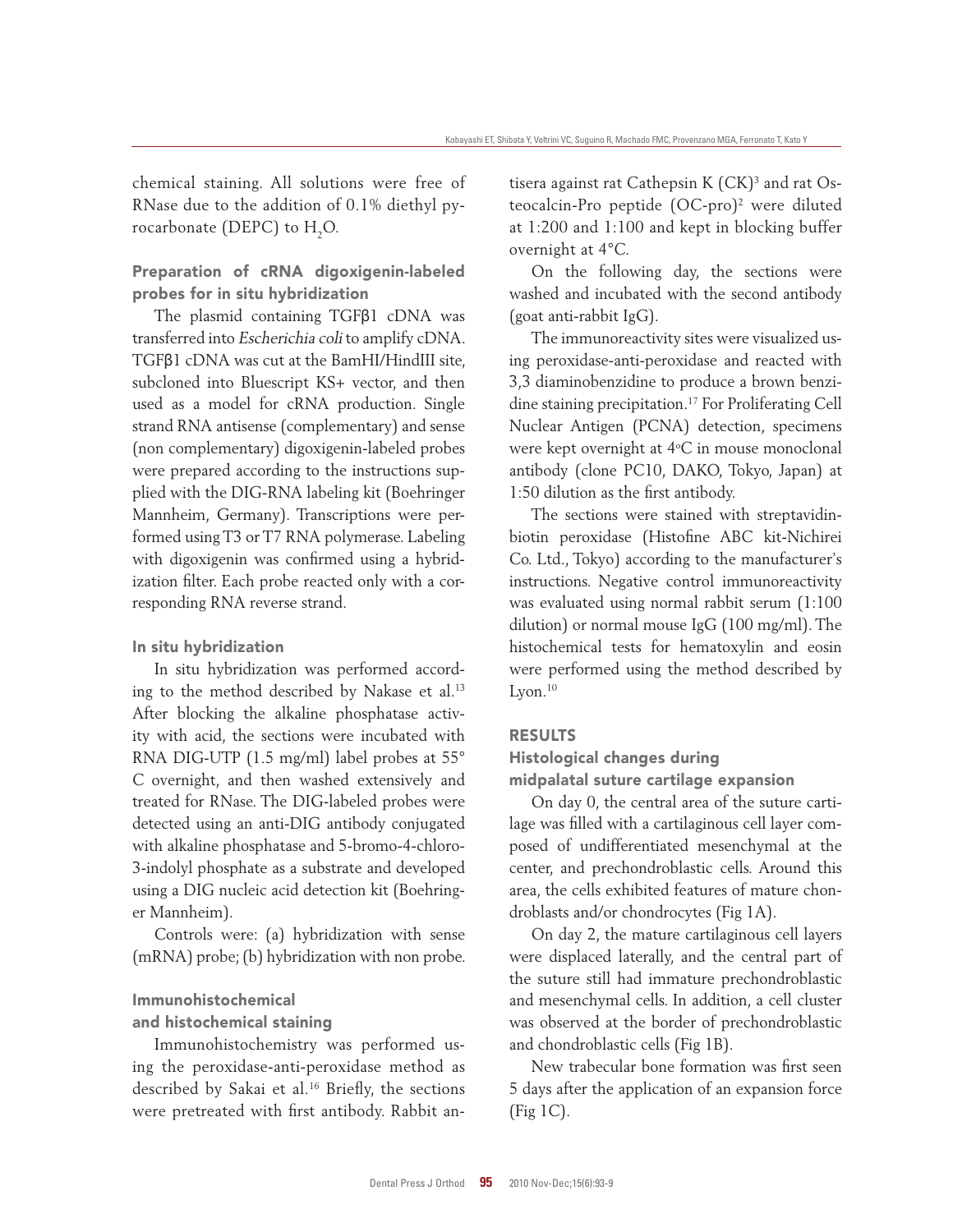chemical staining. All solutions were free of RNase due to the addition of 0.1% diethyl pyrocarbonate (DEPC) to $H_2O$.

### Preparation of cRNA digoxigenin-labeled probes for in situ hybridization

The plasmid containing TGFβ1 cDNA was transferred into *Escherichia coli* to amplify cDNA. TGFβ1 cDNA was cut at the BamHI/HindIII site, subcloned into Bluescript KS+ vector, and then used as a model for cRNA production. Single strand RNA antisense (complementary) and sense (non complementary) digoxigenin-labeled probes were prepared according to the instructions supplied with the DIG-RNA labeling kit (Boehringer Mannheim, Germany). Transcriptions were performed using T3 or T7 RNA polymerase. Labeling with digoxigenin was confirmed using a hybridization filter. Each probe reacted only with a corresponding RNA reverse strand.

### In situ hybridization

In situ hybridization was performed according to the method described by Nakase et al.[13] After blocking the alkaline phosphatase activity with acid, the sections were incubated with RNA DIG-UTP (1.5 mg/ml) label probes at 55° C overnight, and then washed extensively and treated for RNase. The DIG-labeled probes were detected using an anti-DIG antibody conjugated with alkaline phosphatase and 5-bromo-4-chloro-3-indolyl phosphate as a substrate and developed using a DIG nucleic acid detection kit (Boehringer Mannheim).

Controls were: (a) hybridization with sense (mRNA) probe; (b) hybridization with non probe.

### Immunohistochemical and histochemical staining

Immunohistochemistry was performed using the peroxidase-anti-peroxidase method as described by Sakai et al.[16] Briefly, the sections were pretreated with first antibody. Rabbit antisera against rat Cathepsin K (CK)[3] and rat Osteocalcin-Pro peptide (OC-pro)[2] were diluted at 1:200 and 1:100 and kept in blocking buffer overnight at 4°C.

On the following day, the sections were washed and incubated with the second antibody (goat anti-rabbit IgG).

The immunoreactivity sites were visualized using peroxidase-anti-peroxidase and reacted with 3,3 diaminobenzidine to produce a brown benzidine staining precipitation.[17] For Proliferating Cell Nuclear Antigen (PCNA) detection, specimens were kept overnight at 4ºC in mouse monoclonal antibody (clone PC10, DAKO, Tokyo, Japan) at 1:50 dilution as the first antibody.

The sections were stained with streptavidin-biotin peroxidase (Histofine ABC kit-Nichirei Co. Ltd., Tokyo) according to the manufacturer's instructions. Negative control immunoreactivity was evaluated using normal rabbit serum (1:100 dilution) or normal mouse IgG (100 mg/ml). The histochemical tests for hematoxylin and eosin were performed using the method described by Lyon.[10]

## RESULTS

### Histological changes during midpalatal suture cartilage expansion

On day 0, the central area of the suture cartilage was filled with a cartilaginous cell layer composed of undifferentiated mesenchymal at the center, and prechondroblastic cells. Around this area, the cells exhibited features of mature chondroblasts and/or chondrocytes (Fig 1A).

On day 2, the mature cartilaginous cell layers were displaced laterally, and the central part of the suture still had immature prechondroblastic and mesenchymal cells. In addition, a cell cluster was observed at the border of prechondroblastic and chondroblastic cells (Fig 1B).

New trabecular bone formation was first seen 5 days after the application of an expansion force (Fig 1C).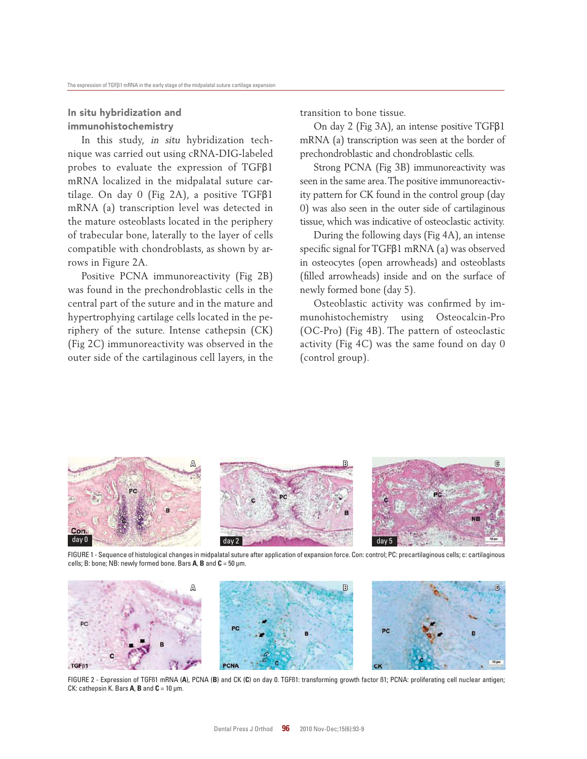### In situ hybridization and immunohistochemistry

In this study, *in situ* hybridization technique was carried out using cRNA-DIG-labeled probes to evaluate the expression of TGFβ1 mRNA localized in the midpalatal suture cartilage. On day 0 (Fig 2A), a positive TGFβ1 mRNA (a) transcription level was detected in the mature osteoblasts located in the periphery of trabecular bone, laterally to the layer of cells compatible with chondroblasts, as shown by arrows in Figure 2A.

Positive PCNA immunoreactivity (Fig 2B) was found in the prechondroblastic cells in the central part of the suture and in the mature and hypertrophying cartilage cells located in the periphery of the suture. Intense cathepsin (CK) (Fig 2C) immunoreactivity was observed in the outer side of the cartilaginous cell layers, in the transition to bone tissue.

On day 2 (Fig 3A), an intense positive TGFβ1 mRNA (a) transcription was seen at the border of prechondroblastic and chondroblastic cells.

Strong PCNA (Fig 3B) immunoreactivity was seen in the same area. The positive immunoreactivity pattern for CK found in the control group (day 0) was also seen in the outer side of cartilaginous tissue, which was indicative of osteoclastic activity.

During the following days (Fig 4A), an intense specific signal for TGFβ1 mRNA (a) was observed in osteocytes (open arrowheads) and osteoblasts (filled arrowheads) inside and on the surface of newly formed bone (day 5).

Osteoblastic activity was confirmed by immunohistochemistry using Osteocalcin-Pro (OC-Pro) (Fig 4B). The pattern of osteoclastic activity (Fig 4C) was the same found on day 0 (control group).

FIGURE 1 - Sequence of histological changes in midpalatal suture after application of expansion force. Con: control; PC: precartilaginous cells; c: cartilaginous cells; B: bone; NB: newly formed bone. Bars **A**, **B** and **C** = 50 µm.

FIGURE 2 - Expression of TGFß1 mRNA (**A**), PCNA (**B**) and CK (**C**) on day 0. TGFß1: transforming growth factor ß1; PCNA: proliferating cell nuclear antigen; CK: cathepsin K. Bars **A**, **B** and **C** = 10 µm.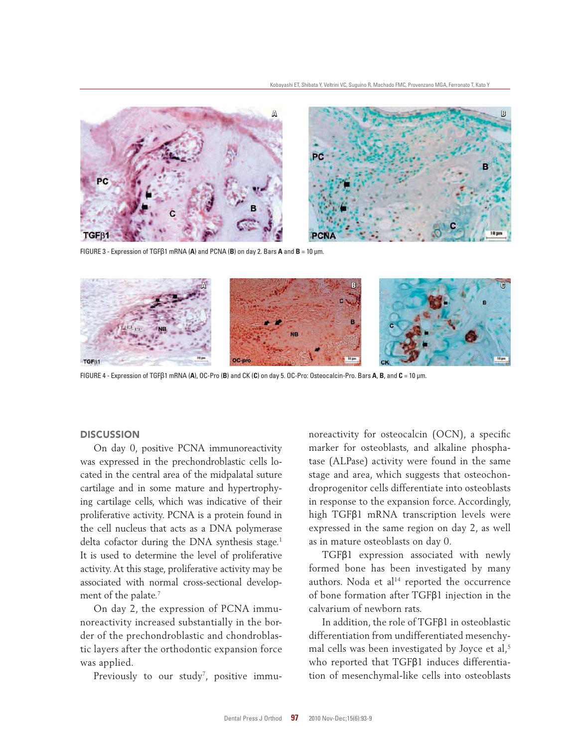FIGURE 3 - Expression of TGFβ1 mRNA (**A**) and PCNA (**B**) on day 2. Bars **A** and **B** = 10 µm.

FIGURE 4 - Expression of TGFβ1 mRNA (**A**), OC-Pro (**B**) and CK (**C**) on day 5. OC-Pro: Osteocalcin-Pro. Bars **A**, **B**, and **C** = 10 µm.

## DISCUSSION

On day 0, positive PCNA immunoreactivity was expressed in the prechondroblastic cells located in the central area of the midpalatal suture cartilage and in some mature and hypertrophying cartilage cells, which was indicative of their proliferative activity. PCNA is a protein found in the cell nucleus that acts as a DNA polymerase delta cofactor during the DNA synthesis stage.[1] It is used to determine the level of proliferative activity. At this stage, proliferative activity may be associated with normal cross-sectional development of the palate.[7]

On day 2, the expression of PCNA immunoreactivity increased substantially in the border of the prechondroblastic and chondroblastic layers after the orthodontic expansion force was applied.

Previously to our study[7], positive immunoreactivity for osteocalcin (OCN), a specific marker for osteoblasts, and alkaline phosphatase (ALPase) activity were found in the same stage and area, which suggests that osteochondroprogenitor cells differentiate into osteoblasts in response to the expansion force. Accordingly, high TGFβ1 mRNA transcription levels were expressed in the same region on day 2, as well as in mature osteoblasts on day 0.

TGFβ1 expression associated with newly formed bone has been investigated by many authors. Noda et al[14] reported the occurrence of bone formation after TGFβ1 injection in the calvarium of newborn rats.

In addition, the role of TGFβ1 in osteoblastic differentiation from undifferentiated mesenchymal cells was been investigated by Joyce et al,[5] who reported that TGFβ1 induces differentiation of mesenchymal-like cells into osteoblasts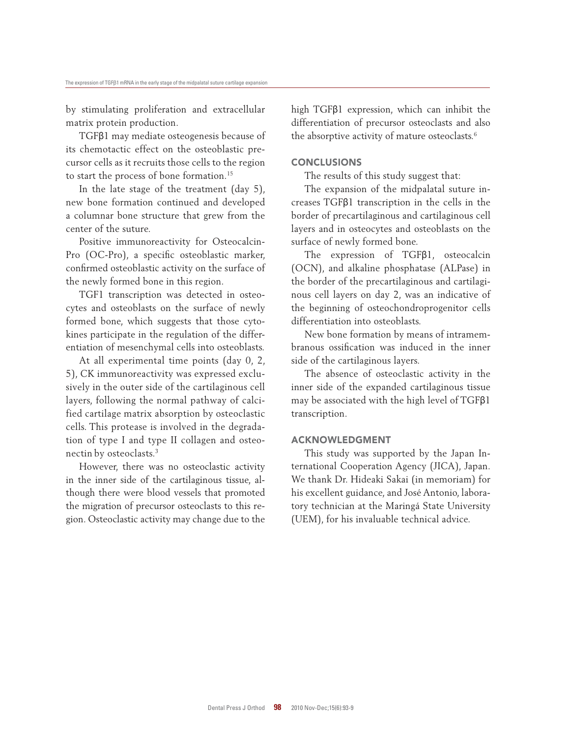by stimulating proliferation and extracellular matrix protein production.

TGFβ1 may mediate osteogenesis because of its chemotactic effect on the osteoblastic precursor cells as it recruits those cells to the region to start the process of bone formation.[15]

In the late stage of the treatment (day 5), new bone formation continued and developed a columnar bone structure that grew from the center of the suture.

Positive immunoreactivity for Osteocalcin-Pro (OC-Pro), a specific osteoblastic marker, confirmed osteoblastic activity on the surface of the newly formed bone in this region.

TGF1 transcription was detected in osteocytes and osteoblasts on the surface of newly formed bone, which suggests that those cytokines participate in the regulation of the differentiation of mesenchymal cells into osteoblasts.

At all experimental time points (day 0, 2, 5), CK immunoreactivity was expressed exclusively in the outer side of the cartilaginous cell layers, following the normal pathway of calcified cartilage matrix absorption by osteoclastic cells. This protease is involved in the degradation of type I and type II collagen and osteonectin by osteoclasts.[3]

However, there was no osteoclastic activity in the inner side of the cartilaginous tissue, although there were blood vessels that promoted the migration of precursor osteoclasts to this region. Osteoclastic activity may change due to the high TGFβ1 expression, which can inhibit the differentiation of precursor osteoclasts and also the absorptive activity of mature osteoclasts.[6]

## CONCLUSIONS

The results of this study suggest that:

The expansion of the midpalatal suture increases TGFβ1 transcription in the cells in the border of precartilaginous and cartilaginous cell layers and in osteocytes and osteoblasts on the surface of newly formed bone.

The expression of TGFβ1, osteocalcin (OCN), and alkaline phosphatase (ALPase) in the border of the precartilaginous and cartilaginous cell layers on day 2, was an indicative of the beginning of osteochondroprogenitor cells differentiation into osteoblasts.

New bone formation by means of intramembranous ossification was induced in the inner side of the cartilaginous layers.

The absence of osteoclastic activity in the inner side of the expanded cartilaginous tissue may be associated with the high level of TGFβ1 transcription.

## ACKNOWLEDGMENT

This study was supported by the Japan International Cooperation Agency (JICA), Japan. We thank Dr. Hideaki Sakai (in memoriam) for his excellent guidance, and José Antonio, laboratory technician at the Maringá State University (UEM), for his invaluable technical advice.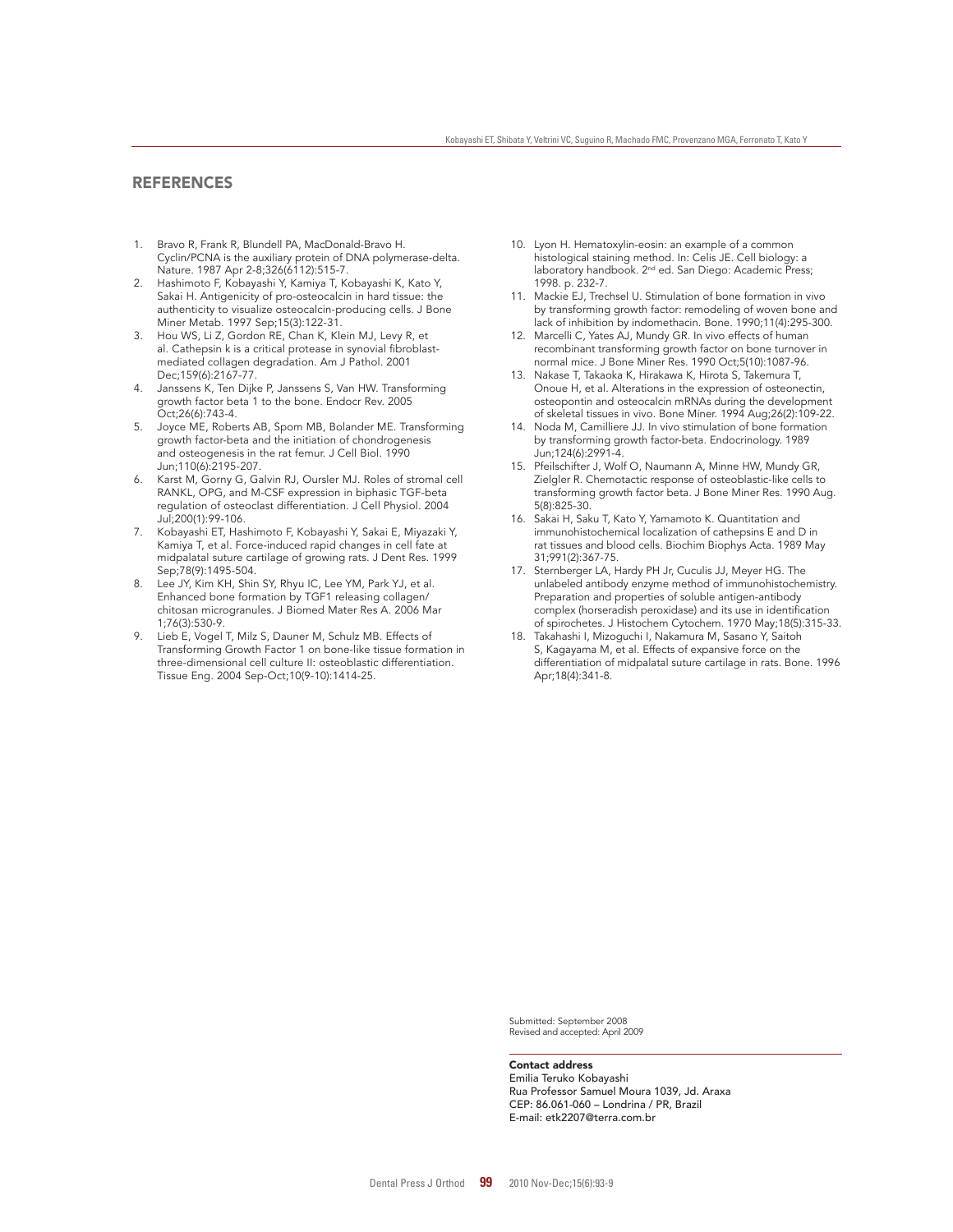## REFERENCES

1. Bravo R, Frank R, Blundell PA, MacDonald-Bravo H. Cyclin/PCNA is the auxiliary protein of DNA polymerase-delta. Nature. 1987 Apr 2-8;326(6112):515-7.
2. Hashimoto F, Kobayashi Y, Kamiya T, Kobayashi K, Kato Y, Sakai H. Antigenicity of pro-osteocalcin in hard tissue: the authenticity to visualize osteocalcin-producing cells. J Bone Miner Metab. 1997 Sep;15(3):122-31.
3. Hou WS, Li Z, Gordon RE, Chan K, Klein MJ, Levy R, et al. Cathepsin k is a critical protease in synovial fibroblast-mediated collagen degradation. Am J Pathol. 2001 Dec;159(6):2167-77.
4. Janssens K, Ten Dijke P, Janssens S, Van HW. Transforming growth factor beta 1 to the bone. Endocr Rev. 2005 Oct;26(6):743-4.
5. Joyce ME, Roberts AB, Spom MB, Bolander ME. Transforming growth factor-beta and the initiation of chondrogenesis and osteogenesis in the rat femur. J Cell Biol. 1990 Jun;110(6):2195-207.
6. Karst M, Gorny G, Galvin RJ, Oursler MJ. Roles of stromal cell RANKL, OPG, and M-CSF expression in biphasic TGF-beta regulation of osteoclast differentiation. J Cell Physiol. 2004 Jul;200(1):99-106.
7. Kobayashi ET, Hashimoto F, Kobayashi Y, Sakai E, Miyazaki Y, Kamiya T, et al. Force-induced rapid changes in cell fate at midpalatal suture cartilage of growing rats. J Dent Res. 1999 Sep;78(9):1495-504.
8. Lee JY, Kim KH, Shin SY, Rhyu IC, Lee YM, Park YJ, et al. Enhanced bone formation by TGF1 releasing collagen/chitosan microgranules. J Biomed Mater Res A. 2006 Mar 1;76(3):530-9.
9. Lieb E, Vogel T, Milz S, Dauner M, Schulz MB. Effects of Transforming Growth Factor 1 on bone-like tissue formation in three-dimensional cell culture II: osteoblastic differentiation. Tissue Eng. 2004 Sep-Oct;10(9-10):1414-25.
10. Lyon H. Hematoxylin-eosin: an example of a common histological staining method. In: Celis JE. Cell biology: a laboratory handbook. 2nd ed. San Diego: Academic Press; 1998. p. 232-7.
11. Mackie EJ, Trechsel U. Stimulation of bone formation in vivo by transforming growth factor: remodeling of woven bone and lack of inhibition by indomethacin. Bone. 1990;11(4):295-300.
12. Marcelli C, Yates AJ, Mundy GR. In vivo effects of human recombinant transforming growth factor on bone turnover in normal mice. J Bone Miner Res. 1990 Oct;5(10):1087-96.
13. Nakase T, Takaoka K, Hirakawa K, Hirota S, Takemura T, Onoue H, et al. Alterations in the expression of osteonectin, osteopontin and osteocalcin mRNAs during the development of skeletal tissues in vivo. Bone Miner. 1994 Aug;26(2):109-22.
14. Noda M, Camilliere JJ. In vivo stimulation of bone formation by transforming growth factor-beta. Endocrinology. 1989 Jun;124(6):2991-4.
15. Pfeilschifter J, Wolf O, Naumann A, Minne HW, Mundy GR, Zielgler R. Chemotactic response of osteoblastic-like cells to transforming growth factor beta. J Bone Miner Res. 1990 Aug. 5(8):825-30.
16. Sakai H, Saku T, Kato Y, Yamamoto K. Quantitation and immunohistochemical localization of cathepsins E and D in rat tissues and blood cells. Biochim Biophys Acta. 1989 May 31;991(2):367-75.
17. Sternberger LA, Hardy PH Jr, Cuculis JJ, Meyer HG. The unlabeled antibody enzyme method of immunohistochemistry. Preparation and properties of soluble antigen-antibody complex (horseradish peroxidase) and its use in identification of spirochetes. J Histochem Cytochem. 1970 May;18(5):315-33.
18. Takahashi I, Mizoguchi I, Nakamura M, Sasano Y, Saitoh S, Kagayama M, et al. Effects of expansive force on the differentiation of midpalatal suture cartilage in rats. Bone. 1996 Apr;18(4):341-8.

Submitted: September 2008
Revised and accepted: April 2009

**Contact address**
Emilia Teruko Kobayashi
Rua Professor Samuel Moura 1039, Jd. Araxa
CEP: 86.061-060 – Londrina / PR, Brazil
E-mail: etk2207@terra.com.br